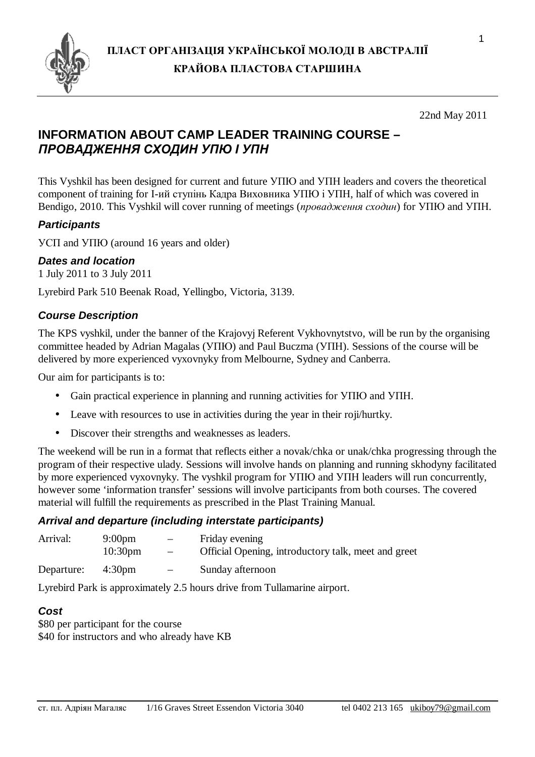**ПЛАСТ ОРГАНІЗАЦІЯ УКРАЇНСЬКОЇ МОЛОДІ В АВСТРАЛІЇ**

**КРАЙОВА ПЛАСТОВА СТАРШИНА**

22nd May 2011

# INFORMATION ABOUT CAMP LEADER TRAINING COURSE – *ПРОВАДЖЕННЯ СХОДИН УПЮ І УПН*

This Vyshkil has been designed for current and future УПЮ and УПН leaders and covers the theoretical component of training for I-ий ступінь Кадра Виховника УПЮ і УПН, half of which was covered in Bendigo, 2010. This Vyshkil will cover running of meetings (*провадження сходин*) for УПЮ and УПН.

### *Participants*

УСП and УПЮ (around 16 years and older)

### *Dates and location*

1 July 2011 to 3 July 2011

Lyrebird Park 510 Beenak Road, Yellingbo, Victoria, 3139.

### *Course Description*

The KPS vyshkil, under the banner of the Krajovyj Referent Vykhovnytstvo, will be run by the organising committee headed by Adrian Magalas (УПЮ) and Paul Buczma (УПН). Sessions of the course will be delivered by more experienced vyxovnyky from Melbourne, Sydney and Canberra.

Our aim for participants is to:

- Gain practical experience in planning and running activities for УПЮ and УПН.
- Leave with resources to use in activities during the year in their roji/hurtky.
- Discover their strengths and weaknesses as leaders.

The weekend will be run in a format that reflects either a novak/chka or unak/chka progressing through the program of their respective ulady. Sessions will involve hands on planning and running skhodyny facilitated by more experienced vyxovnyky. The vyshkil program for УПЮ and УПН leaders will run concurrently, however some 'information transfer' sessions will involve participants from both courses. The covered material will fulfill the requirements as prescribed in the Plast Training Manual.

### *Arrival and departure (including interstate participants)*

| | | | |
|---|---|---|---|
| Arrival: | 9:00pm | – | Friday evening |
| | 10:30pm | – | Official Opening, introductory talk, meet and greet |
| Departure: | 4:30pm | – | Sunday afternoon |

Lyrebird Park is approximately 2.5 hours drive from Tullamarine airport.

### *Cost*

$80 per participant for the course
$40 for instructors and who already have KB

ст. пл. Адріян Магаляс 1/16 Graves Street Essendon Victoria 3040 tel 0402 213 165 ukiboy79@gmail.com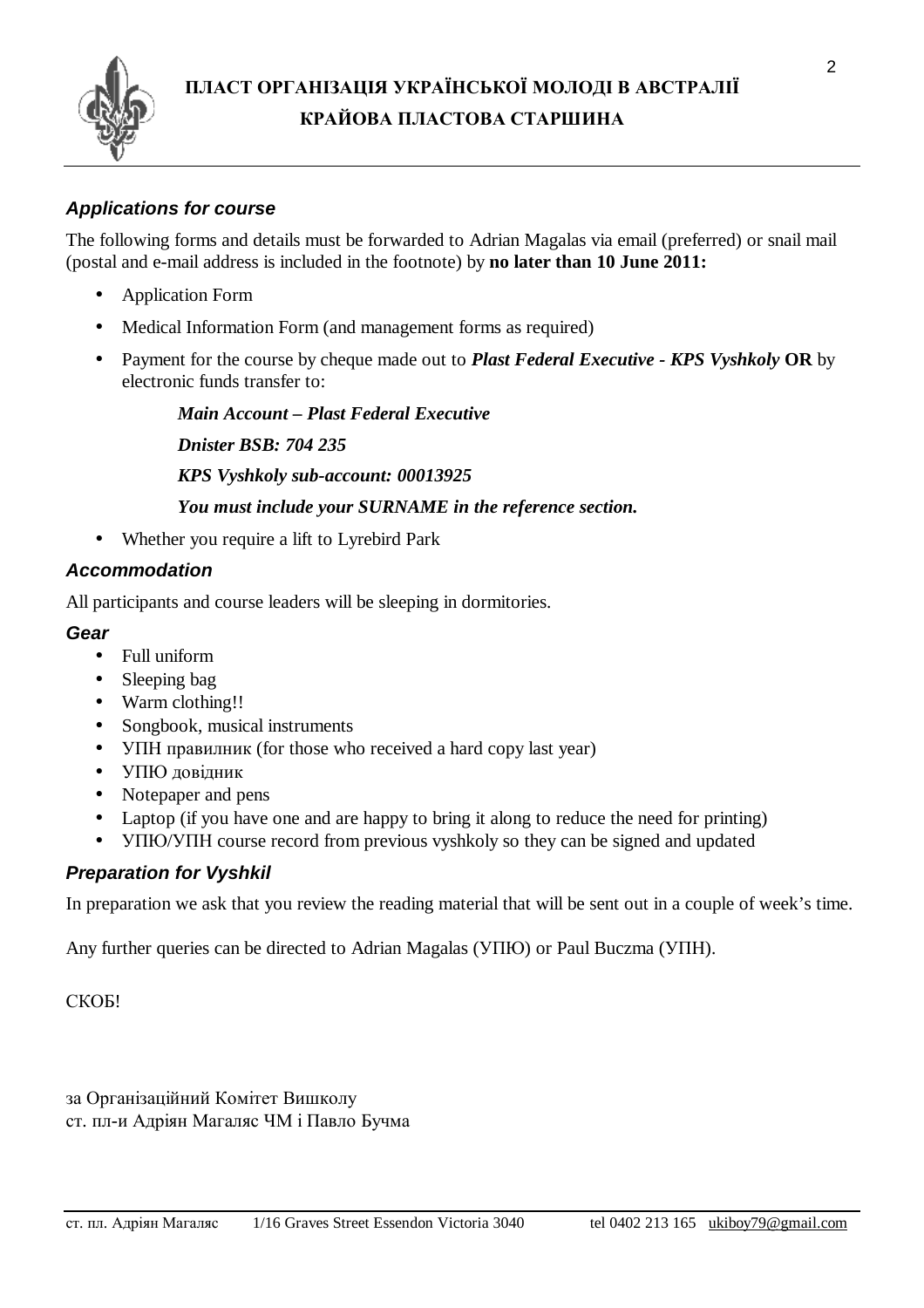### *Applications for course*

The following forms and details must be forwarded to Adrian Magalas via email (preferred) or snail mail (postal and e-mail address is included in the footnote) by **no later than 10 June 2011:**

- Application Form
- Medical Information Form (and management forms as required)
- Payment for the course by cheque made out to ***Plast Federal Executive - KPS Vyshkoly*** **OR** by electronic funds transfer to:

  ***Main Account – Plast Federal Executive***

  ***Dnister BSB: 704 235***

  ***KPS Vyshkoly sub-account: 00013925***

  ***You must include your SURNAME in the reference section.***

- Whether you require a lift to Lyrebird Park

### *Accommodation*

All participants and course leaders will be sleeping in dormitories.

### *Gear*

- Full uniform
- Sleeping bag
- Warm clothing!!
- Songbook, musical instruments
- УПН правилник (for those who received a hard copy last year)
- УПЮ довідник
- Notepaper and pens
- Laptop (if you have one and are happy to bring it along to reduce the need for printing)
- УПЮ/УПН course record from previous vyshkoly so they can be signed and updated

### *Preparation for Vyshkil*

In preparation we ask that you review the reading material that will be sent out in a couple of week's time.

Any further queries can be directed to Adrian Magalas (УПЮ) or Paul Buczma (УПН).

СКОБ!

за Організаційний Комітет Вишколу
ст. пл-и Адріян Магаляс ЧМ і Павло Бучма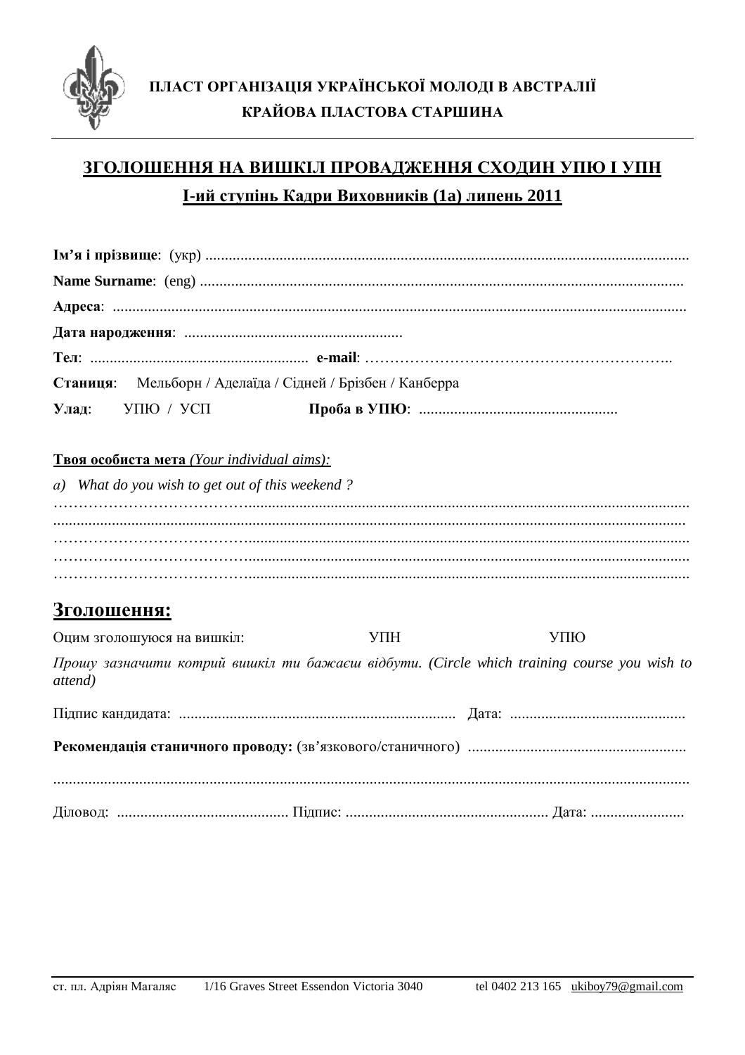**ПЛАСТ ОРГАНІЗАЦІЯ УКРАЇНСЬКОЇ МОЛОДІ В АВСТРАЛІЇ**

**КРАЙОВА ПЛАСТОВА СТАРШИНА**

---

## ЗГОЛОШЕННЯ НА ВИШКІЛ ПРОВАДЖЕННЯ СХОДИН УПЮ І УПН

### І-ий ступінь Кадри Виховників (1а) липень 2011

**Ім'я і прізвище**: (укр) ........................................................................................................................

**Name Surname**: (eng) .........................................................................................................................

**Адреса**: ...............................................................................................................................................

**Дата народження**: ........................................................

**Тел**: ........................................................ **e-mail**: ……………………………………………………..

**Станиця**: Мельборн / Аделаїда / Сідней / Брізбен / Канберра

**Улад**: УПЮ / УСП **Проба в УПЮ**: ...................................................

**Твоя особиста мета** *(Your individual aims):*

*a) What do you wish to get out of this weekend ?*

……………………………….....................................................................................................................

.......................................................................................................................................................................

……………………………….....................................................................................................................

……………………………….....................................................................................................................

……………………………….....................................................................................................................

## Зголошення:

Оцим зголошуюся на вишкіл: УПН УПЮ

*Прошу зазначити котрий вишкіл ти бажаєш відбути. (Circle which training course you wish to attend)*

Підпис кандидата: ....................................................................... Дата: .............................................

**Рекомендація станичного проводу:** (зв'язкового/станичного) .......................................................

.......................................................................................................................................................................

Діловод: ............................................ Підпис: .................................................... Дата: ........................

---

ст. пл. Адріян Магаляс 1/16 Graves Street Essendon Victoria 3040 tel 0402 213 165 ukiboy79@gmail.com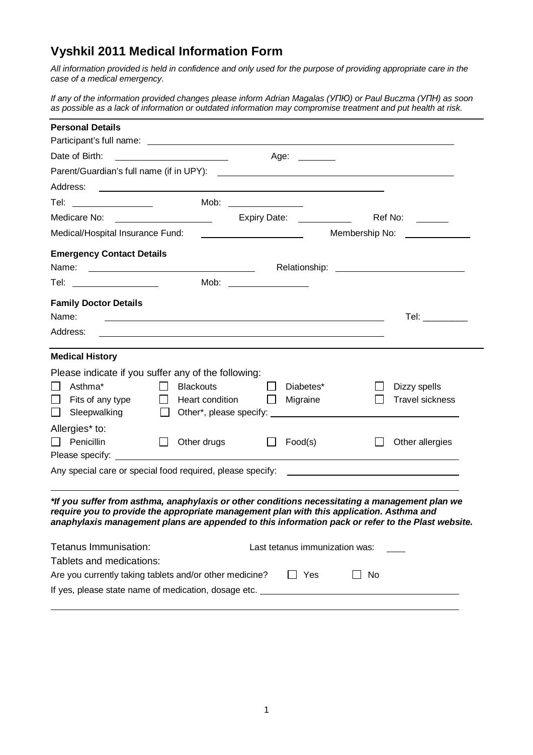# Vyshkil 2011 Medical Information Form

*All information provided is held in confidence and only used for the purpose of providing appropriate care in the case of a medical emergency.*

*If any of the information provided changes please inform Adrian Magalas (УПЮ) or Paul Buczma (УПН) as soon as possible as a lack of information or outdated information may compromise treatment and put health at risk.*

---

**Personal Details**

Participant's full name: ______________________________

Date of Birth: ____________________ Age: ________

Parent/Guardian's full name (if in UPY): ______________________________

Address: ______________________________

Tel: ______________ Mob: ______________

Medicare No: ______________ Expiry Date: __________ Ref No: ______

Medical/Hospital Insurance Fund: ______________ Membership No: ______________

**Emergency Contact Details**

Name: ______________________ Relationship: ______________________

Tel: ______________ Mob: ______________

**Family Doctor Details**

Name: ______________________________ Tel: _________

Address: ______________________________

---

**Medical History**

Please indicate if you suffer any of the following:

- ☐ Asthma*
- ☐ Blackouts
- ☐ Diabetes*
- ☐ Dizzy spells
- ☐ Fits of any type
- ☐ Heart condition
- ☐ Migraine
- ☐ Travel sickness
- ☐ Sleepwalking
- ☐ Other*, please specify: ______________________

Allergies* to:

- ☐ Penicillin
- ☐ Other drugs
- ☐ Food(s)
- ☐ Other allergies

Please specify: ______________________________

Any special care or special food required, please specify: ______________________________

______________________________

***If you suffer from asthma, anaphylaxis or other conditions necessitating a management plan we require you to provide the appropriate management plan with this application. Asthma and anaphylaxis management plans are appended to this information pack or refer to the Plast website.***

Tetanus Immunisation: Last tetanus immunization was: ____

Tablets and medications:

Are you currently taking tablets and/or other medicine? ☐ Yes ☐ No

If yes, please state name of medication, dosage etc. ______________________________

______________________________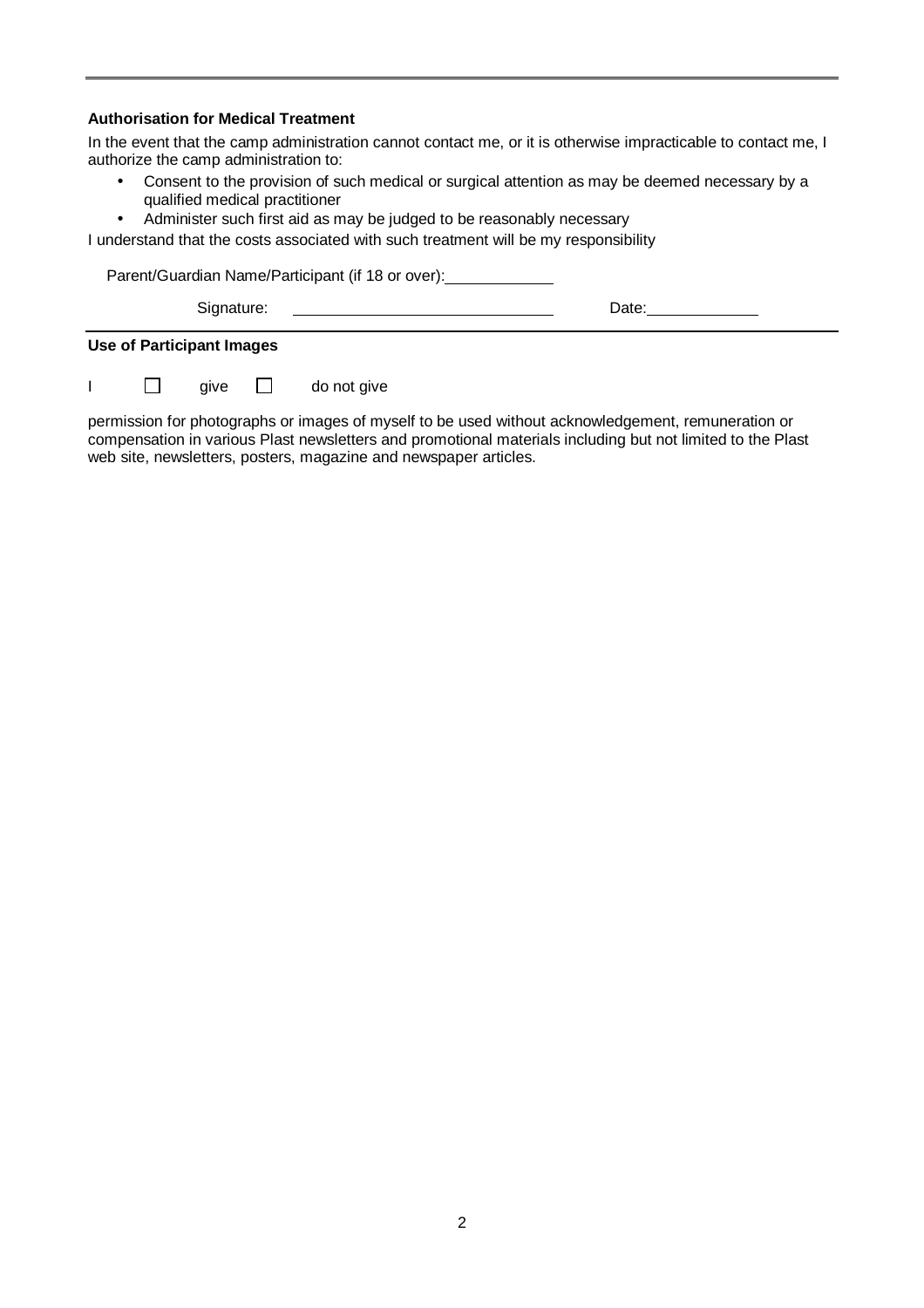**Authorisation for Medical Treatment**

In the event that the camp administration cannot contact me, or it is otherwise impracticable to contact me, I authorize the camp administration to:

- Consent to the provision of such medical or surgical attention as may be deemed necessary by a qualified medical practitioner
- Administer such first aid as may be judged to be reasonably necessary

I understand that the costs associated with such treatment will be my responsibility

Parent/Guardian Name/Participant (if 18 or over): ____________

Signature: ______________________________ Date: ____________

**Use of Participant Images**

I ☐ give ☐ do not give

permission for photographs or images of myself to be used without acknowledgement, remuneration or compensation in various Plast newsletters and promotional materials including but not limited to the Plast web site, newsletters, posters, magazine and newspaper articles.